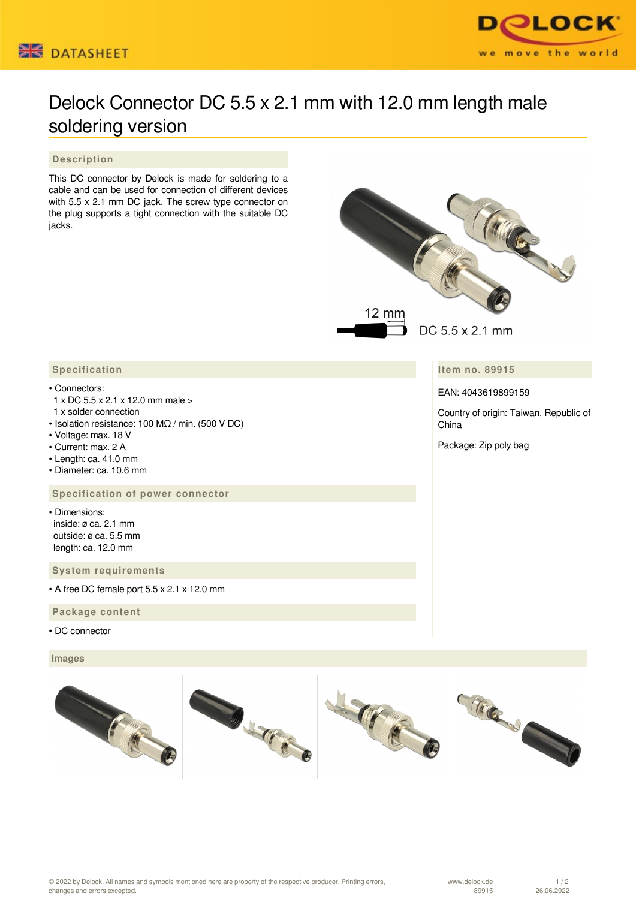# Delock Connector DC 5.5 x 2.1 mm with 12.0 mm length male soldering version

## Description

This DC connector by Delock is made for soldering to a cable and can be used for connection of different devices with 5.5 x 2.1 mm DC jack. The screw type connector on the plug supports a tight connection with the suitable DC jacks.

12 mm

DC 5.5 x 2.1 mm

## Specification

- Connectors:
  1 x DC 5.5 x 2.1 x 12.0 mm male >
  1 x solder connection
- Isolation resistance: 100 MΩ / min. (500 V DC)
- Voltage: max. 18 V
- Current: max. 2 A
- Length: ca. 41.0 mm
- Diameter: ca. 10.6 mm

## Specification of power connector

- Dimensions:
  inside: ø ca. 2.1 mm
  outside: ø ca. 5.5 mm
  length: ca. 12.0 mm

## System requirements

- A free DC female port 5.5 x 2.1 x 12.0 mm

## Package content

- DC connector

## Item no. 89915

EAN: 4043619899159

Country of origin: Taiwan, Republic of China

Package: Zip poly bag

## Images

© 2022 by Delock. All names and symbols mentioned here are property of the respective producer. Printing errors, changes and errors excepted.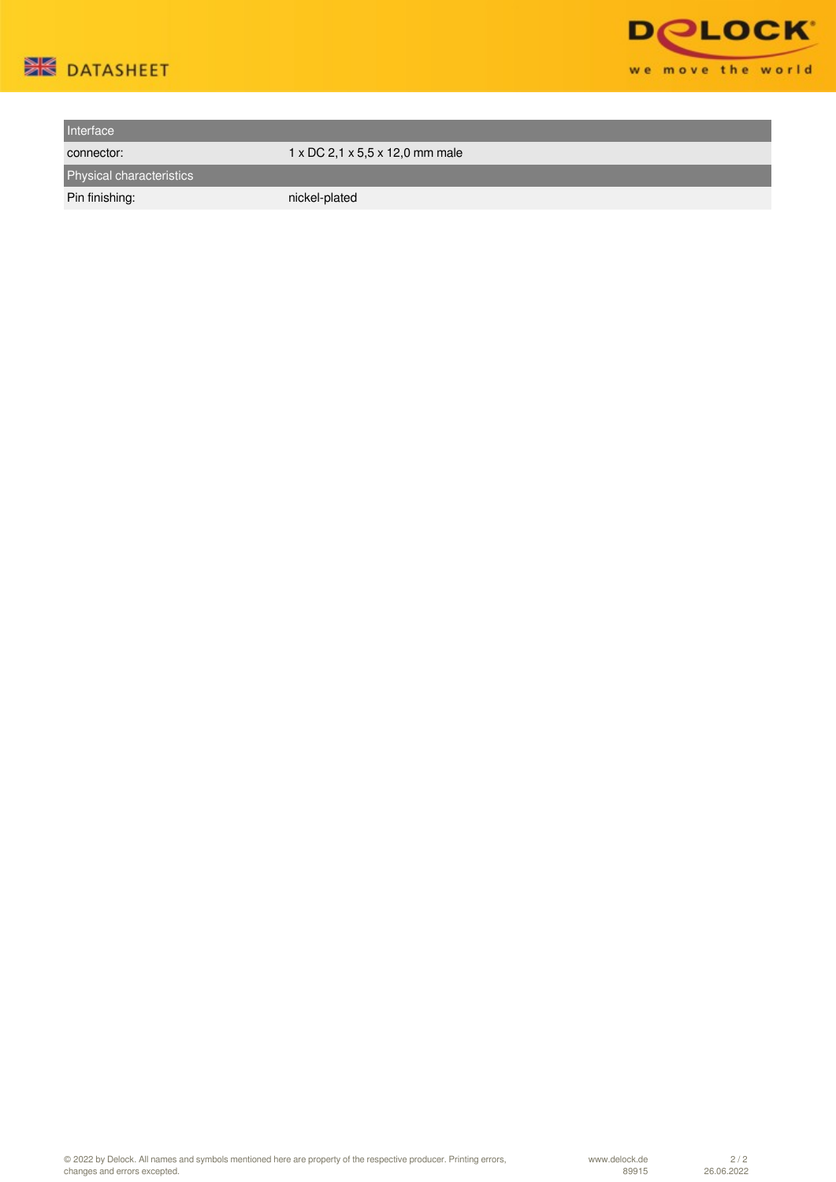| | |
|---|---|
| **Interface** | |
| connector: | 1 x DC 2,1 x 5,5 x 12,0 mm male |
| **Physical characteristics** | |
| Pin finishing: | nickel-plated |